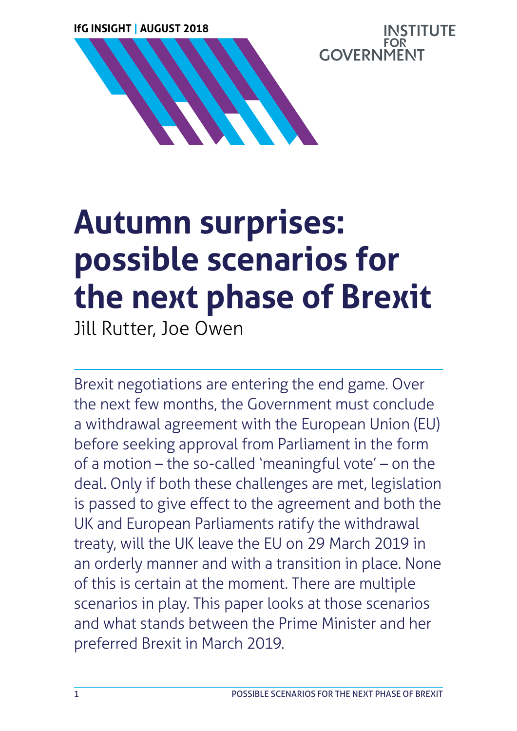IfG INSIGHT | AUGUST 2018

INSTITUTE FOR GOVERNMENT

# Autumn surprises: possible scenarios for the next phase of Brexit

Jill Rutter, Joe Owen

Brexit negotiations are entering the end game. Over the next few months, the Government must conclude a withdrawal agreement with the European Union (EU) before seeking approval from Parliament in the form of a motion – the so-called 'meaningful vote' – on the deal. Only if both these challenges are met, legislation is passed to give effect to the agreement and both the UK and European Parliaments ratify the withdrawal treaty, will the UK leave the EU on 29 March 2019 in an orderly manner and with a transition in place. None of this is certain at the moment. There are multiple scenarios in play. This paper looks at those scenarios and what stands between the Prime Minister and her preferred Brexit in March 2019.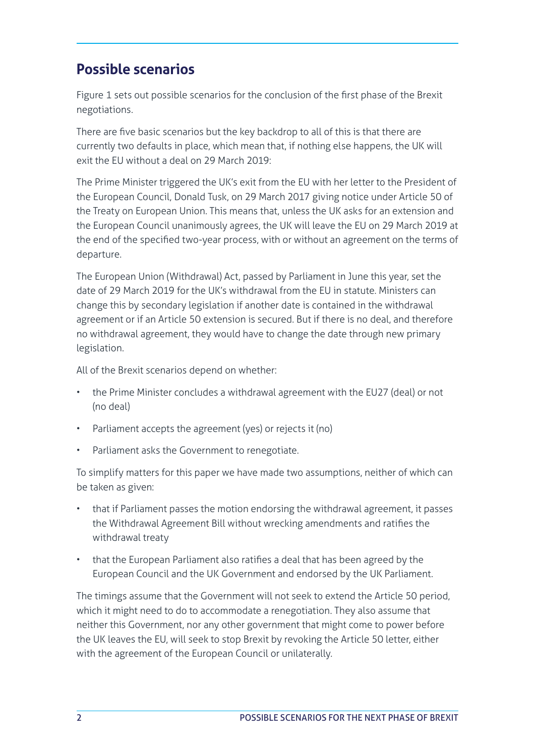## Possible scenarios

Figure 1 sets out possible scenarios for the conclusion of the first phase of the Brexit negotiations.

There are five basic scenarios but the key backdrop to all of this is that there are currently two defaults in place, which mean that, if nothing else happens, the UK will exit the EU without a deal on 29 March 2019:

The Prime Minister triggered the UK's exit from the EU with her letter to the President of the European Council, Donald Tusk, on 29 March 2017 giving notice under Article 50 of the Treaty on European Union. This means that, unless the UK asks for an extension and the European Council unanimously agrees, the UK will leave the EU on 29 March 2019 at the end of the specified two-year process, with or without an agreement on the terms of departure.

The European Union (Withdrawal) Act, passed by Parliament in June this year, set the date of 29 March 2019 for the UK's withdrawal from the EU in statute. Ministers can change this by secondary legislation if another date is contained in the withdrawal agreement or if an Article 50 extension is secured. But if there is no deal, and therefore no withdrawal agreement, they would have to change the date through new primary legislation.

All of the Brexit scenarios depend on whether:

- the Prime Minister concludes a withdrawal agreement with the EU27 (deal) or not (no deal)
- Parliament accepts the agreement (yes) or rejects it (no)
- Parliament asks the Government to renegotiate.

To simplify matters for this paper we have made two assumptions, neither of which can be taken as given:

- that if Parliament passes the motion endorsing the withdrawal agreement, it passes the Withdrawal Agreement Bill without wrecking amendments and ratifies the withdrawal treaty
- that the European Parliament also ratifies a deal that has been agreed by the European Council and the UK Government and endorsed by the UK Parliament.

The timings assume that the Government will not seek to extend the Article 50 period, which it might need to do to accommodate a renegotiation. They also assume that neither this Government, nor any other government that might come to power before the UK leaves the EU, will seek to stop Brexit by revoking the Article 50 letter, either with the agreement of the European Council or unilaterally.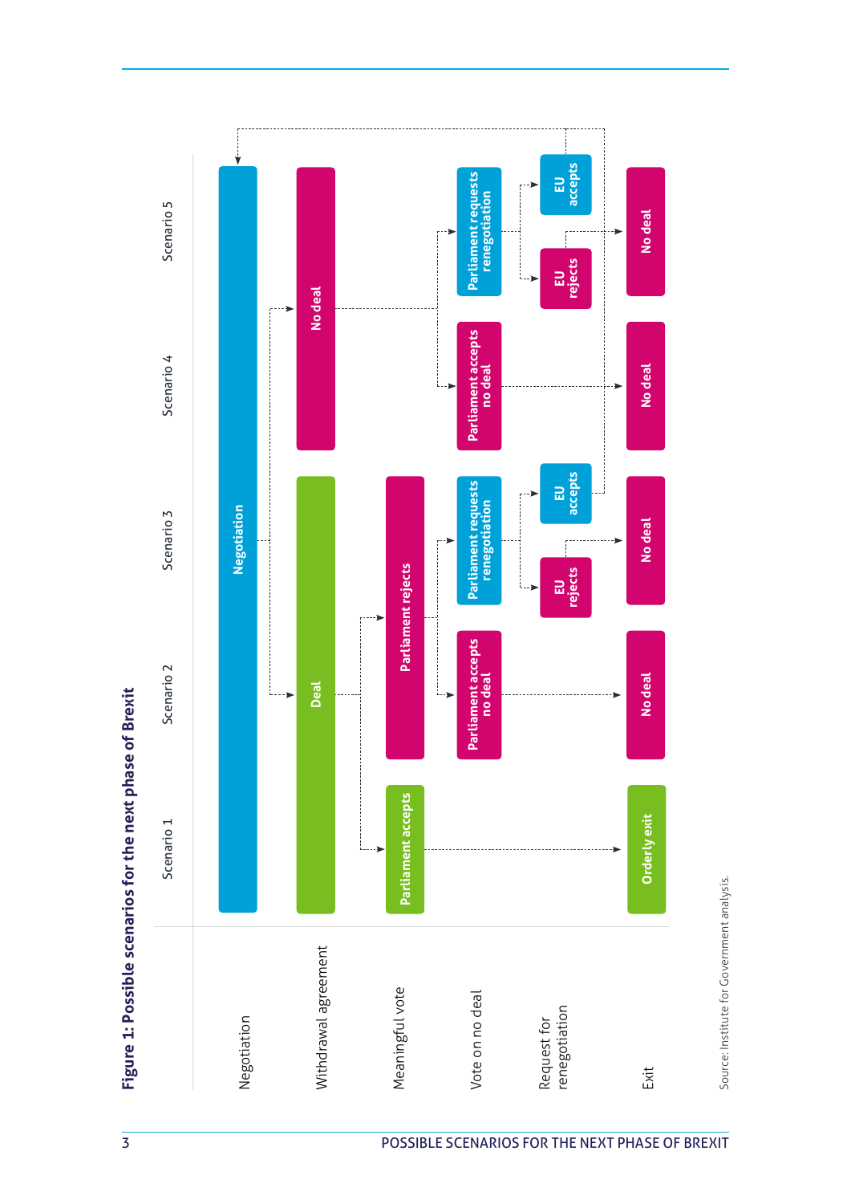**Figure 1: Possible scenarios for the next phase of Brexit**

| | Scenario 1 | Scenario 2 | Scenario 3 | Scenario 4 | Scenario 5 |
|---|---|---|---|---|---|
| Negotiation | Negotiation | | | | |
| Withdrawal agreement | Deal | | | No deal | |
| Meaningful vote | Parliament accepts | Parliament rejects | | | |
| Vote on no deal | | Parliament accepts no deal | Parliament requests renegotiation | Parliament accepts no deal | Parliament requests renegotiation |
| Request for renegotiation | | | EU rejects / EU accepts | | EU rejects / EU accepts |
| Exit | Orderly exit | No deal | No deal | No deal | No deal |

Source: Institute for Government analysis.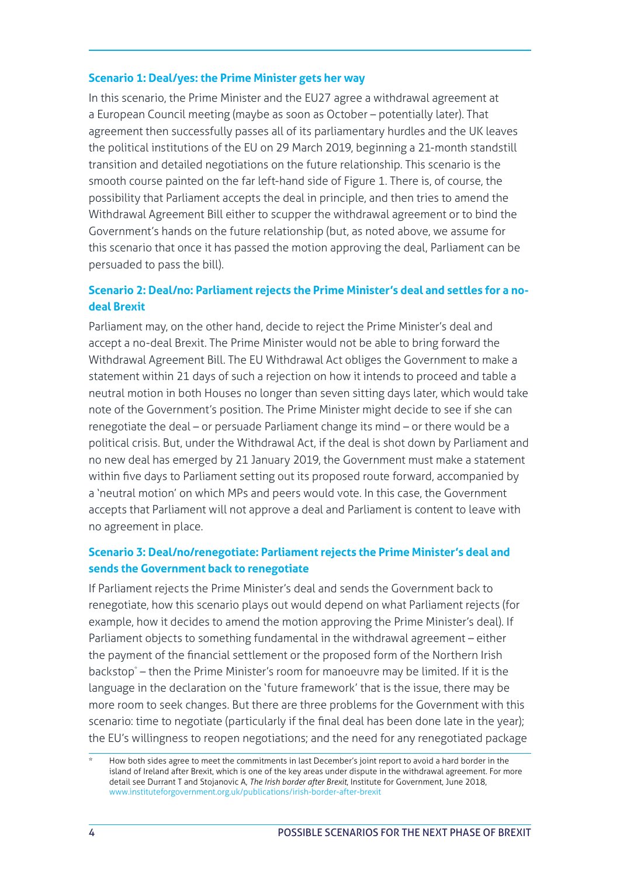### Scenario 1: Deal/yes: the Prime Minister gets her way

In this scenario, the Prime Minister and the EU27 agree a withdrawal agreement at a European Council meeting (maybe as soon as October – potentially later). That agreement then successfully passes all of its parliamentary hurdles and the UK leaves the political institutions of the EU on 29 March 2019, beginning a 21-month standstill transition and detailed negotiations on the future relationship. This scenario is the smooth course painted on the far left-hand side of Figure 1. There is, of course, the possibility that Parliament accepts the deal in principle, and then tries to amend the Withdrawal Agreement Bill either to scupper the withdrawal agreement or to bind the Government's hands on the future relationship (but, as noted above, we assume for this scenario that once it has passed the motion approving the deal, Parliament can be persuaded to pass the bill).

### Scenario 2: Deal/no: Parliament rejects the Prime Minister's deal and settles for a no-deal Brexit

Parliament may, on the other hand, decide to reject the Prime Minister's deal and accept a no-deal Brexit. The Prime Minister would not be able to bring forward the Withdrawal Agreement Bill. The EU Withdrawal Act obliges the Government to make a statement within 21 days of such a rejection on how it intends to proceed and table a neutral motion in both Houses no longer than seven sitting days later, which would take note of the Government's position. The Prime Minister might decide to see if she can renegotiate the deal – or persuade Parliament change its mind – or there would be a political crisis. But, under the Withdrawal Act, if the deal is shot down by Parliament and no new deal has emerged by 21 January 2019, the Government must make a statement within five days to Parliament setting out its proposed route forward, accompanied by a 'neutral motion' on which MPs and peers would vote. In this case, the Government accepts that Parliament will not approve a deal and Parliament is content to leave with no agreement in place.

### Scenario 3: Deal/no/renegotiate: Parliament rejects the Prime Minister's deal and sends the Government back to renegotiate

If Parliament rejects the Prime Minister's deal and sends the Government back to renegotiate, how this scenario plays out would depend on what Parliament rejects (for example, how it decides to amend the motion approving the Prime Minister's deal). If Parliament objects to something fundamental in the withdrawal agreement – either the payment of the financial settlement or the proposed form of the Northern Irish backstop* – then the Prime Minister's room for manoeuvre may be limited. If it is the language in the declaration on the 'future framework' that is the issue, there may be more room to seek changes. But there are three problems for the Government with this scenario: time to negotiate (particularly if the final deal has been done late in the year); the EU's willingness to reopen negotiations; and the need for any renegotiated package

---

* How both sides agree to meet the commitments in last December's joint report to avoid a hard border in the island of Ireland after Brexit, which is one of the key areas under dispute in the withdrawal agreement. For more detail see Durrant T and Stojanovic A, *The Irish border after Brexit*, Institute for Government, June 2018, www.instituteforgovernment.org.uk/publications/irish-border-after-brexit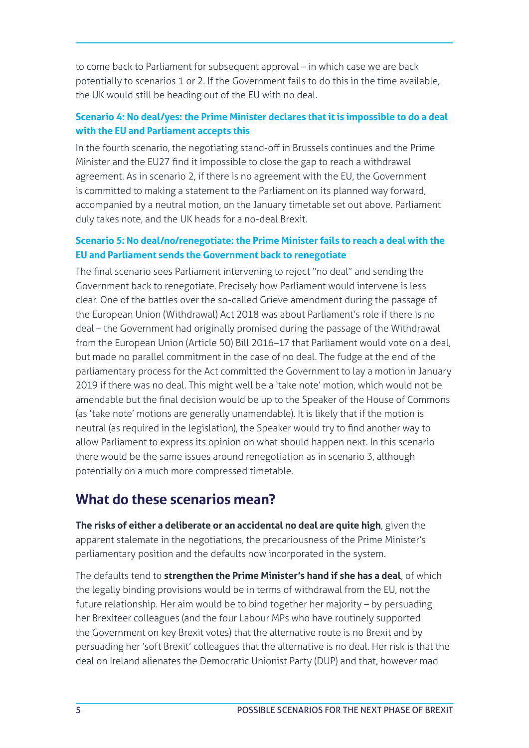to come back to Parliament for subsequent approval – in which case we are back potentially to scenarios 1 or 2. If the Government fails to do this in the time available, the UK would still be heading out of the EU with no deal.

### Scenario 4: No deal/yes: the Prime Minister declares that it is impossible to do a deal with the EU and Parliament accepts this

In the fourth scenario, the negotiating stand-off in Brussels continues and the Prime Minister and the EU27 find it impossible to close the gap to reach a withdrawal agreement. As in scenario 2, if there is no agreement with the EU, the Government is committed to making a statement to the Parliament on its planned way forward, accompanied by a neutral motion, on the January timetable set out above. Parliament duly takes note, and the UK heads for a no-deal Brexit.

### Scenario 5: No deal/no/renegotiate: the Prime Minister fails to reach a deal with the EU and Parliament sends the Government back to renegotiate

The final scenario sees Parliament intervening to reject "no deal" and sending the Government back to renegotiate. Precisely how Parliament would intervene is less clear. One of the battles over the so-called Grieve amendment during the passage of the European Union (Withdrawal) Act 2018 was about Parliament's role if there is no deal – the Government had originally promised during the passage of the Withdrawal from the European Union (Article 50) Bill 2016–17 that Parliament would vote on a deal, but made no parallel commitment in the case of no deal. The fudge at the end of the parliamentary process for the Act committed the Government to lay a motion in January 2019 if there was no deal. This might well be a 'take note' motion, which would not be amendable but the final decision would be up to the Speaker of the House of Commons (as 'take note' motions are generally unamendable). It is likely that if the motion is neutral (as required in the legislation), the Speaker would try to find another way to allow Parliament to express its opinion on what should happen next. In this scenario there would be the same issues around renegotiation as in scenario 3, although potentially on a much more compressed timetable.

## What do these scenarios mean?

**The risks of either a deliberate or an accidental no deal are quite high**, given the apparent stalemate in the negotiations, the precariousness of the Prime Minister's parliamentary position and the defaults now incorporated in the system.

The defaults tend to **strengthen the Prime Minister's hand if she has a deal**, of which the legally binding provisions would be in terms of withdrawal from the EU, not the future relationship. Her aim would be to bind together her majority – by persuading her Brexiteer colleagues (and the four Labour MPs who have routinely supported the Government on key Brexit votes) that the alternative route is no Brexit and by persuading her 'soft Brexit' colleagues that the alternative is no deal. Her risk is that the deal on Ireland alienates the Democratic Unionist Party (DUP) and that, however mad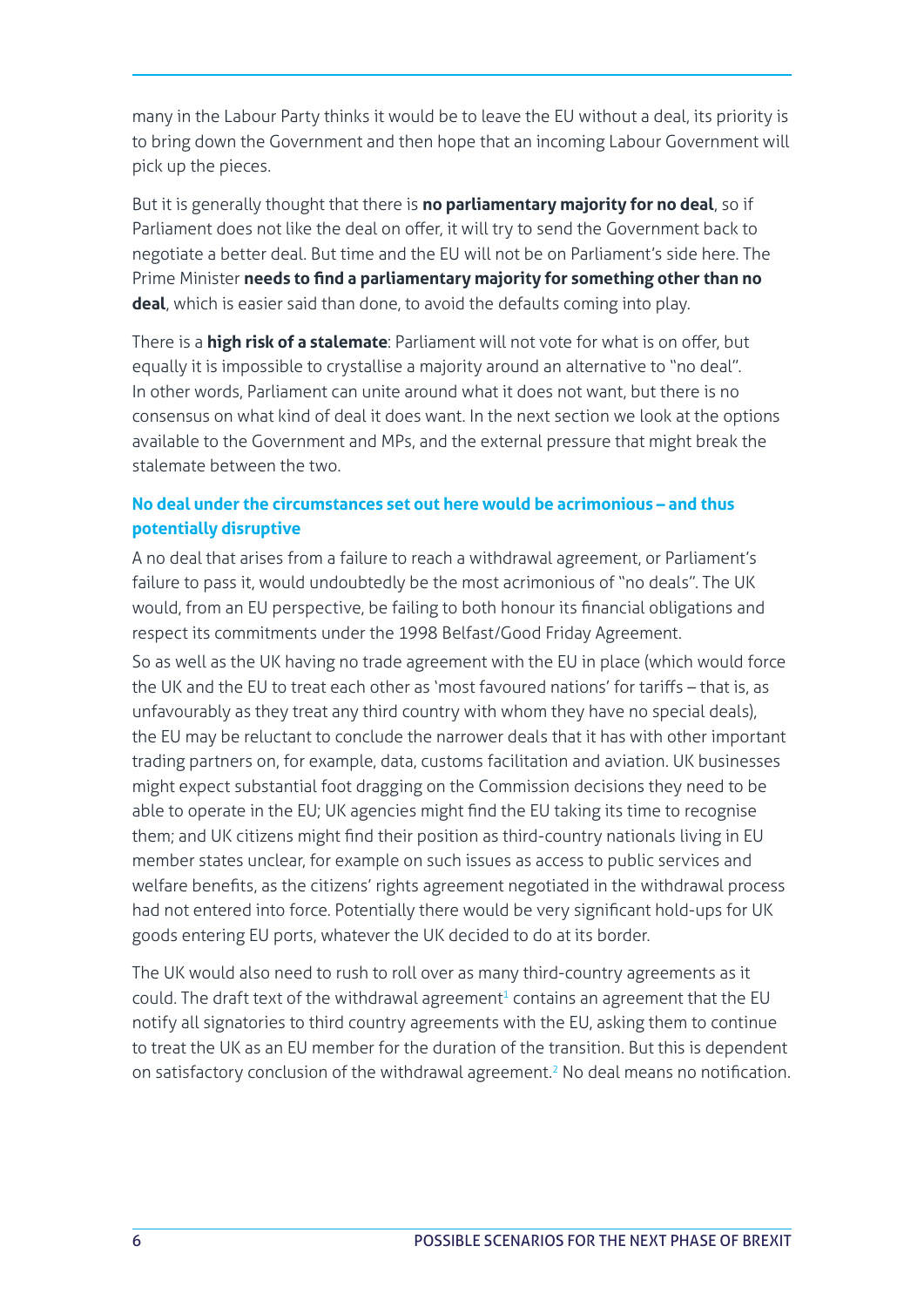many in the Labour Party thinks it would be to leave the EU without a deal, its priority is to bring down the Government and then hope that an incoming Labour Government will pick up the pieces.

But it is generally thought that there is **no parliamentary majority for no deal**, so if Parliament does not like the deal on offer, it will try to send the Government back to negotiate a better deal. But time and the EU will not be on Parliament's side here. The Prime Minister **needs to find a parliamentary majority for something other than no deal**, which is easier said than done, to avoid the defaults coming into play.

There is a **high risk of a stalemate**: Parliament will not vote for what is on offer, but equally it is impossible to crystallise a majority around an alternative to "no deal". In other words, Parliament can unite around what it does not want, but there is no consensus on what kind of deal it does want. In the next section we look at the options available to the Government and MPs, and the external pressure that might break the stalemate between the two.

### No deal under the circumstances set out here would be acrimonious – and thus potentially disruptive

A no deal that arises from a failure to reach a withdrawal agreement, or Parliament's failure to pass it, would undoubtedly be the most acrimonious of "no deals". The UK would, from an EU perspective, be failing to both honour its financial obligations and respect its commitments under the 1998 Belfast/Good Friday Agreement.

So as well as the UK having no trade agreement with the EU in place (which would force the UK and the EU to treat each other as 'most favoured nations' for tariffs – that is, as unfavourably as they treat any third country with whom they have no special deals), the EU may be reluctant to conclude the narrower deals that it has with other important trading partners on, for example, data, customs facilitation and aviation. UK businesses might expect substantial foot dragging on the Commission decisions they need to be able to operate in the EU; UK agencies might find the EU taking its time to recognise them; and UK citizens might find their position as third-country nationals living in EU member states unclear, for example on such issues as access to public services and welfare benefits, as the citizens' rights agreement negotiated in the withdrawal process had not entered into force. Potentially there would be very significant hold-ups for UK goods entering EU ports, whatever the UK decided to do at its border.

The UK would also need to rush to roll over as many third-country agreements as it could. The draft text of the withdrawal agreement[1] contains an agreement that the EU notify all signatories to third country agreements with the EU, asking them to continue to treat the UK as an EU member for the duration of the transition. But this is dependent on satisfactory conclusion of the withdrawal agreement.[2] No deal means no notification.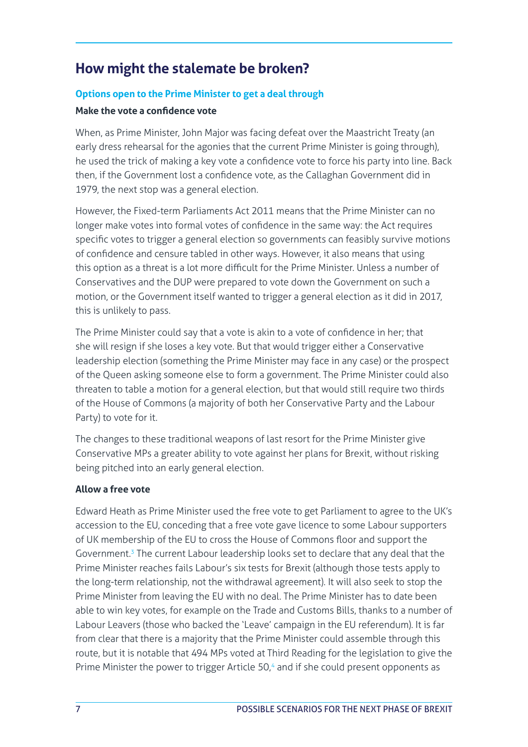## How might the stalemate be broken?

### Options open to the Prime Minister to get a deal through

#### Make the vote a confidence vote

When, as Prime Minister, John Major was facing defeat over the Maastricht Treaty (an early dress rehearsal for the agonies that the current Prime Minister is going through), he used the trick of making a key vote a confidence vote to force his party into line. Back then, if the Government lost a confidence vote, as the Callaghan Government did in 1979, the next stop was a general election.

However, the Fixed-term Parliaments Act 2011 means that the Prime Minister can no longer make votes into formal votes of confidence in the same way: the Act requires specific votes to trigger a general election so governments can feasibly survive motions of confidence and censure tabled in other ways. However, it also means that using this option as a threat is a lot more difficult for the Prime Minister. Unless a number of Conservatives and the DUP were prepared to vote down the Government on such a motion, or the Government itself wanted to trigger a general election as it did in 2017, this is unlikely to pass.

The Prime Minister could say that a vote is akin to a vote of confidence in her; that she will resign if she loses a key vote. But that would trigger either a Conservative leadership election (something the Prime Minister may face in any case) or the prospect of the Queen asking someone else to form a government. The Prime Minister could also threaten to table a motion for a general election, but that would still require two thirds of the House of Commons (a majority of both her Conservative Party and the Labour Party) to vote for it.

The changes to these traditional weapons of last resort for the Prime Minister give Conservative MPs a greater ability to vote against her plans for Brexit, without risking being pitched into an early general election.

#### Allow a free vote

Edward Heath as Prime Minister used the free vote to get Parliament to agree to the UK's accession to the EU, conceding that a free vote gave licence to some Labour supporters of UK membership of the EU to cross the House of Commons floor and support the Government.[3] The current Labour leadership looks set to declare that any deal that the Prime Minister reaches fails Labour's six tests for Brexit (although those tests apply to the long-term relationship, not the withdrawal agreement). It will also seek to stop the Prime Minister from leaving the EU with no deal. The Prime Minister has to date been able to win key votes, for example on the Trade and Customs Bills, thanks to a number of Labour Leavers (those who backed the 'Leave' campaign in the EU referendum). It is far from clear that there is a majority that the Prime Minister could assemble through this route, but it is notable that 494 MPs voted at Third Reading for the legislation to give the Prime Minister the power to trigger Article 50,[4] and if she could present opponents as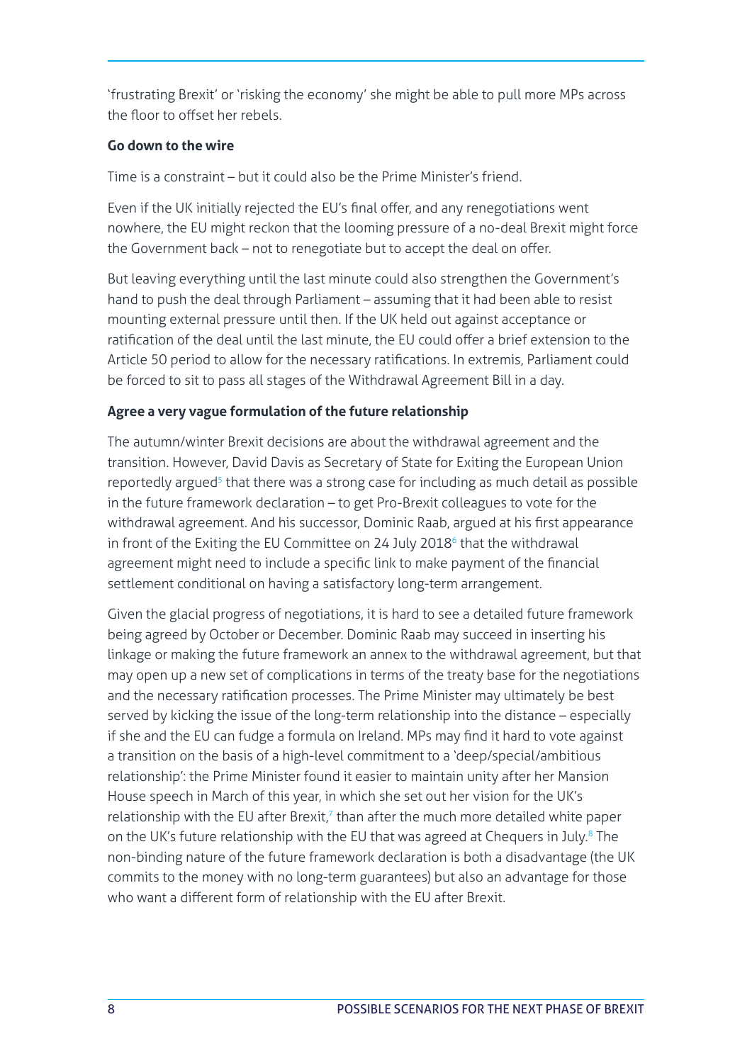'frustrating Brexit' or 'risking the economy' she might be able to pull more MPs across the floor to offset her rebels.

**Go down to the wire**

Time is a constraint – but it could also be the Prime Minister's friend.

Even if the UK initially rejected the EU's final offer, and any renegotiations went nowhere, the EU might reckon that the looming pressure of a no-deal Brexit might force the Government back – not to renegotiate but to accept the deal on offer.

But leaving everything until the last minute could also strengthen the Government's hand to push the deal through Parliament – assuming that it had been able to resist mounting external pressure until then. If the UK held out against acceptance or ratification of the deal until the last minute, the EU could offer a brief extension to the Article 50 period to allow for the necessary ratifications. In extremis, Parliament could be forced to sit to pass all stages of the Withdrawal Agreement Bill in a day.

**Agree a very vague formulation of the future relationship**

The autumn/winter Brexit decisions are about the withdrawal agreement and the transition. However, David Davis as Secretary of State for Exiting the European Union reportedly argued[5] that there was a strong case for including as much detail as possible in the future framework declaration – to get Pro-Brexit colleagues to vote for the withdrawal agreement. And his successor, Dominic Raab, argued at his first appearance in front of the Exiting the EU Committee on 24 July 2018[6] that the withdrawal agreement might need to include a specific link to make payment of the financial settlement conditional on having a satisfactory long-term arrangement.

Given the glacial progress of negotiations, it is hard to see a detailed future framework being agreed by October or December. Dominic Raab may succeed in inserting his linkage or making the future framework an annex to the withdrawal agreement, but that may open up a new set of complications in terms of the treaty base for the negotiations and the necessary ratification processes. The Prime Minister may ultimately be best served by kicking the issue of the long-term relationship into the distance – especially if she and the EU can fudge a formula on Ireland. MPs may find it hard to vote against a transition on the basis of a high-level commitment to a 'deep/special/ambitious relationship': the Prime Minister found it easier to maintain unity after her Mansion House speech in March of this year, in which she set out her vision for the UK's relationship with the EU after Brexit,[7] than after the much more detailed white paper on the UK's future relationship with the EU that was agreed at Chequers in July.[8] The non-binding nature of the future framework declaration is both a disadvantage (the UK commits to the money with no long-term guarantees) but also an advantage for those who want a different form of relationship with the EU after Brexit.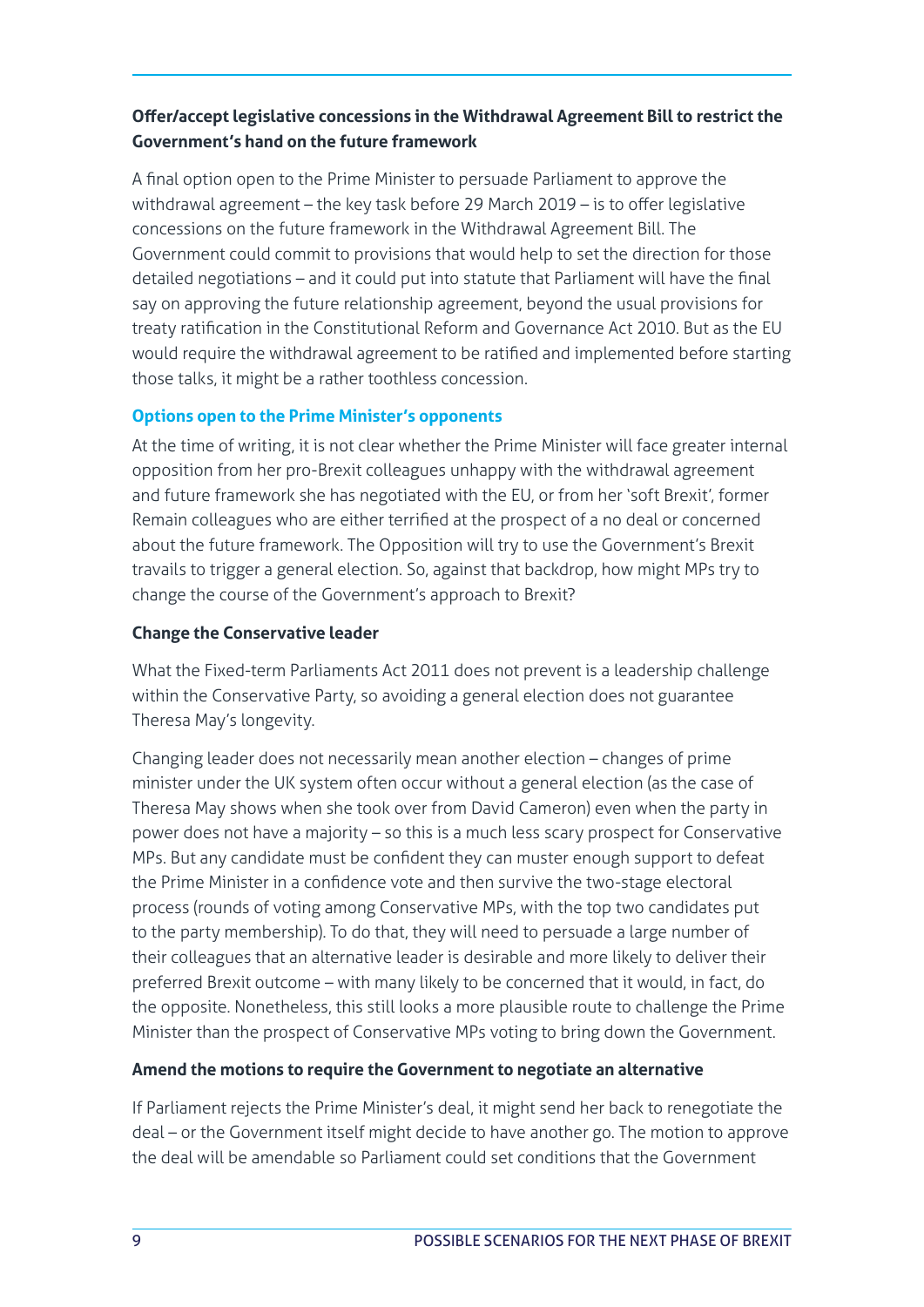**Offer/accept legislative concessions in the Withdrawal Agreement Bill to restrict the Government's hand on the future framework**

A final option open to the Prime Minister to persuade Parliament to approve the withdrawal agreement – the key task before 29 March 2019 – is to offer legislative concessions on the future framework in the Withdrawal Agreement Bill. The Government could commit to provisions that would help to set the direction for those detailed negotiations – and it could put into statute that Parliament will have the final say on approving the future relationship agreement, beyond the usual provisions for treaty ratification in the Constitutional Reform and Governance Act 2010. But as the EU would require the withdrawal agreement to be ratified and implemented before starting those talks, it might be a rather toothless concession.

## Options open to the Prime Minister's opponents

At the time of writing, it is not clear whether the Prime Minister will face greater internal opposition from her pro-Brexit colleagues unhappy with the withdrawal agreement and future framework she has negotiated with the EU, or from her 'soft Brexit', former Remain colleagues who are either terrified at the prospect of a no deal or concerned about the future framework. The Opposition will try to use the Government's Brexit travails to trigger a general election. So, against that backdrop, how might MPs try to change the course of the Government's approach to Brexit?

**Change the Conservative leader**

What the Fixed-term Parliaments Act 2011 does not prevent is a leadership challenge within the Conservative Party, so avoiding a general election does not guarantee Theresa May's longevity.

Changing leader does not necessarily mean another election – changes of prime minister under the UK system often occur without a general election (as the case of Theresa May shows when she took over from David Cameron) even when the party in power does not have a majority – so this is a much less scary prospect for Conservative MPs. But any candidate must be confident they can muster enough support to defeat the Prime Minister in a confidence vote and then survive the two-stage electoral process (rounds of voting among Conservative MPs, with the top two candidates put to the party membership). To do that, they will need to persuade a large number of their colleagues that an alternative leader is desirable and more likely to deliver their preferred Brexit outcome – with many likely to be concerned that it would, in fact, do the opposite. Nonetheless, this still looks a more plausible route to challenge the Prime Minister than the prospect of Conservative MPs voting to bring down the Government.

**Amend the motions to require the Government to negotiate an alternative**

If Parliament rejects the Prime Minister's deal, it might send her back to renegotiate the deal – or the Government itself might decide to have another go. The motion to approve the deal will be amendable so Parliament could set conditions that the Government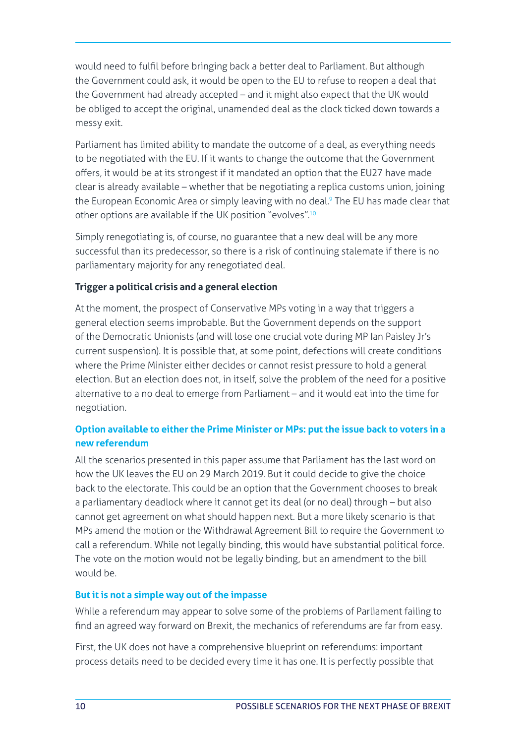would need to fulfil before bringing back a better deal to Parliament. But although the Government could ask, it would be open to the EU to refuse to reopen a deal that the Government had already accepted – and it might also expect that the UK would be obliged to accept the original, unamended deal as the clock ticked down towards a messy exit.

Parliament has limited ability to mandate the outcome of a deal, as everything needs to be negotiated with the EU. If it wants to change the outcome that the Government offers, it would be at its strongest if it mandated an option that the EU27 have made clear is already available – whether that be negotiating a replica customs union, joining the European Economic Area or simply leaving with no deal.[9] The EU has made clear that other options are available if the UK position "evolves".[10]

Simply renegotiating is, of course, no guarantee that a new deal will be any more successful than its predecessor, so there is a risk of continuing stalemate if there is no parliamentary majority for any renegotiated deal.

**Trigger a political crisis and a general election**

At the moment, the prospect of Conservative MPs voting in a way that triggers a general election seems improbable. But the Government depends on the support of the Democratic Unionists (and will lose one crucial vote during MP Ian Paisley Jr's current suspension). It is possible that, at some point, defections will create conditions where the Prime Minister either decides or cannot resist pressure to hold a general election. But an election does not, in itself, solve the problem of the need for a positive alternative to a no deal to emerge from Parliament – and it would eat into the time for negotiation.

### Option available to either the Prime Minister or MPs: put the issue back to voters in a new referendum

All the scenarios presented in this paper assume that Parliament has the last word on how the UK leaves the EU on 29 March 2019. But it could decide to give the choice back to the electorate. This could be an option that the Government chooses to break a parliamentary deadlock where it cannot get its deal (or no deal) through – but also cannot get agreement on what should happen next. But a more likely scenario is that MPs amend the motion or the Withdrawal Agreement Bill to require the Government to call a referendum. While not legally binding, this would have substantial political force. The vote on the motion would not be legally binding, but an amendment to the bill would be.

### But it is not a simple way out of the impasse

While a referendum may appear to solve some of the problems of Parliament failing to find an agreed way forward on Brexit, the mechanics of referendums are far from easy.

First, the UK does not have a comprehensive blueprint on referendums: important process details need to be decided every time it has one. It is perfectly possible that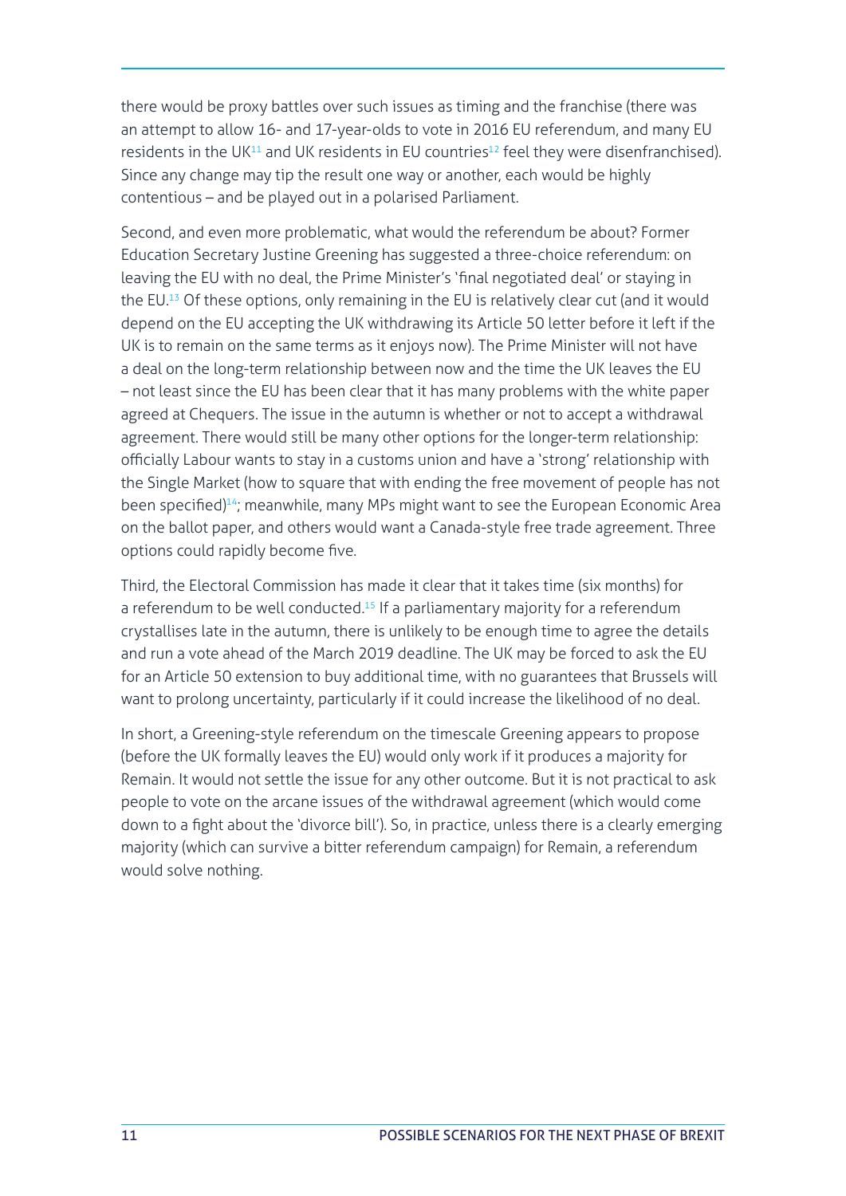there would be proxy battles over such issues as timing and the franchise (there was an attempt to allow 16- and 17-year-olds to vote in 2016 EU referendum, and many EU residents in the UK[11] and UK residents in EU countries[12] feel they were disenfranchised). Since any change may tip the result one way or another, each would be highly contentious – and be played out in a polarised Parliament.

Second, and even more problematic, what would the referendum be about? Former Education Secretary Justine Greening has suggested a three-choice referendum: on leaving the EU with no deal, the Prime Minister's 'final negotiated deal' or staying in the EU.[13] Of these options, only remaining in the EU is relatively clear cut (and it would depend on the EU accepting the UK withdrawing its Article 50 letter before it left if the UK is to remain on the same terms as it enjoys now). The Prime Minister will not have a deal on the long-term relationship between now and the time the UK leaves the EU – not least since the EU has been clear that it has many problems with the white paper agreed at Chequers. The issue in the autumn is whether or not to accept a withdrawal agreement. There would still be many other options for the longer-term relationship: officially Labour wants to stay in a customs union and have a 'strong' relationship with the Single Market (how to square that with ending the free movement of people has not been specified)[14]; meanwhile, many MPs might want to see the European Economic Area on the ballot paper, and others would want a Canada-style free trade agreement. Three options could rapidly become five.

Third, the Electoral Commission has made it clear that it takes time (six months) for a referendum to be well conducted.[15] If a parliamentary majority for a referendum crystallises late in the autumn, there is unlikely to be enough time to agree the details and run a vote ahead of the March 2019 deadline. The UK may be forced to ask the EU for an Article 50 extension to buy additional time, with no guarantees that Brussels will want to prolong uncertainty, particularly if it could increase the likelihood of no deal.

In short, a Greening-style referendum on the timescale Greening appears to propose (before the UK formally leaves the EU) would only work if it produces a majority for Remain. It would not settle the issue for any other outcome. But it is not practical to ask people to vote on the arcane issues of the withdrawal agreement (which would come down to a fight about the 'divorce bill'). So, in practice, unless there is a clearly emerging majority (which can survive a bitter referendum campaign) for Remain, a referendum would solve nothing.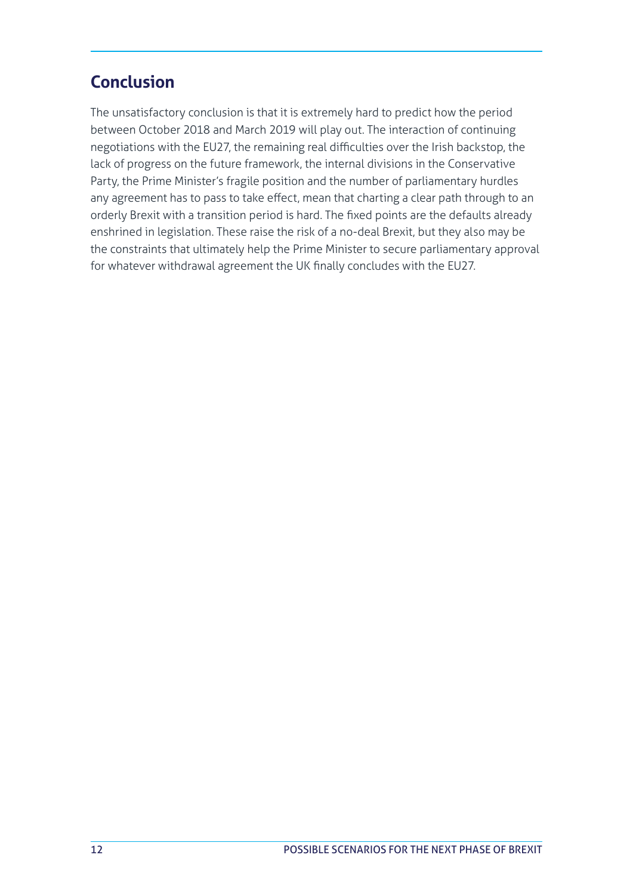## Conclusion

The unsatisfactory conclusion is that it is extremely hard to predict how the period between October 2018 and March 2019 will play out. The interaction of continuing negotiations with the EU27, the remaining real difficulties over the Irish backstop, the lack of progress on the future framework, the internal divisions in the Conservative Party, the Prime Minister's fragile position and the number of parliamentary hurdles any agreement has to pass to take effect, mean that charting a clear path through to an orderly Brexit with a transition period is hard. The fixed points are the defaults already enshrined in legislation. These raise the risk of a no-deal Brexit, but they also may be the constraints that ultimately help the Prime Minister to secure parliamentary approval for whatever withdrawal agreement the UK finally concludes with the EU27.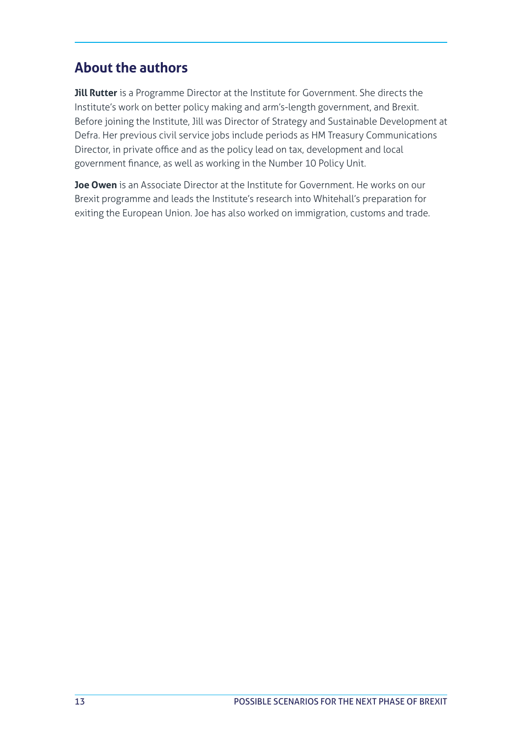## About the authors

**Jill Rutter** is a Programme Director at the Institute for Government. She directs the Institute's work on better policy making and arm's-length government, and Brexit. Before joining the Institute, Jill was Director of Strategy and Sustainable Development at Defra. Her previous civil service jobs include periods as HM Treasury Communications Director, in private office and as the policy lead on tax, development and local government finance, as well as working in the Number 10 Policy Unit.

**Joe Owen** is an Associate Director at the Institute for Government. He works on our Brexit programme and leads the Institute's research into Whitehall's preparation for exiting the European Union. Joe has also worked on immigration, customs and trade.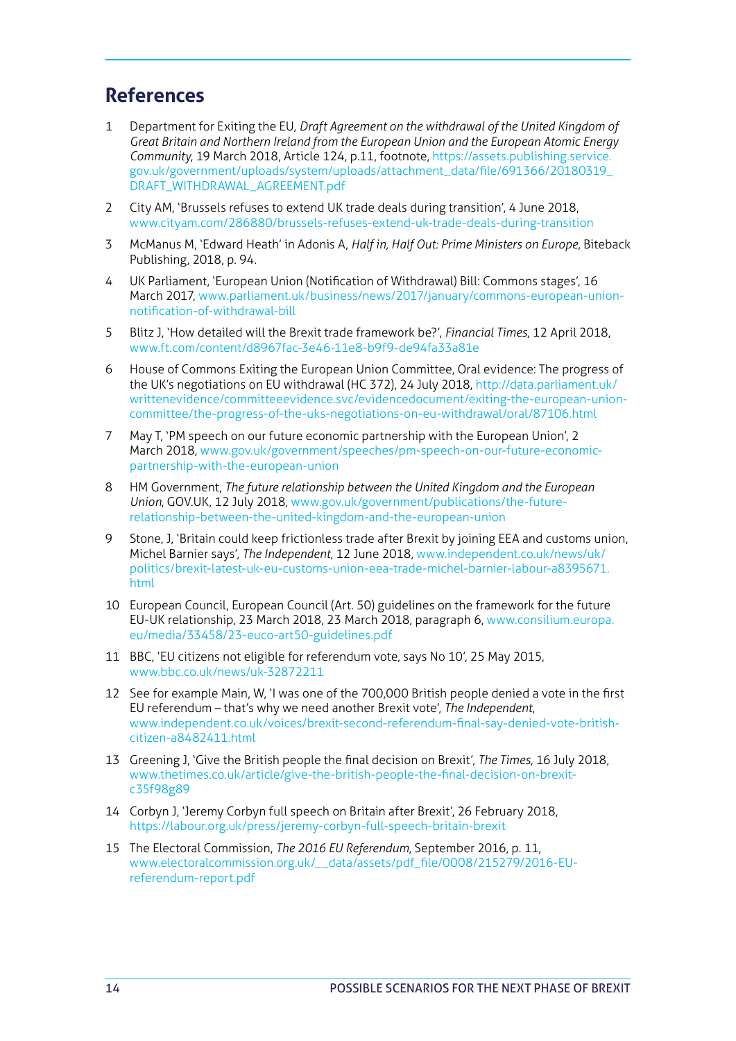## References

1. Department for Exiting the EU, *Draft Agreement on the withdrawal of the United Kingdom of Great Britain and Northern Ireland from the European Union and the European Atomic Energy Community*, 19 March 2018, Article 124, p.11, footnote, https://assets.publishing.service.gov.uk/government/uploads/system/uploads/attachment_data/file/691366/20180319_DRAFT_WITHDRAWAL_AGREEMENT.pdf
2. City AM, 'Brussels refuses to extend UK trade deals during transition', 4 June 2018, www.cityam.com/286880/brussels-refuses-extend-uk-trade-deals-during-transition
3. McManus M, 'Edward Heath' in Adonis A, *Half in, Half Out: Prime Ministers on Europe*, Biteback Publishing, 2018, p. 94.
4. UK Parliament, 'European Union (Notification of Withdrawal) Bill: Commons stages', 16 March 2017, www.parliament.uk/business/news/2017/january/commons-european-union-notification-of-withdrawal-bill
5. Blitz J, 'How detailed will the Brexit trade framework be?', *Financial Times*, 12 April 2018, www.ft.com/content/d8967fac-3e46-11e8-b9f9-de94fa33a81e
6. House of Commons Exiting the European Union Committee, Oral evidence: The progress of the UK's negotiations on EU withdrawal (HC 372), 24 July 2018, http://data.parliament.uk/writtenevidence/committeeevidence.svc/evidencedocument/exiting-the-european-union-committee/the-progress-of-the-uks-negotiations-on-eu-withdrawal/oral/87106.html
7. May T, 'PM speech on our future economic partnership with the European Union', 2 March 2018, www.gov.uk/government/speeches/pm-speech-on-our-future-economic-partnership-with-the-european-union
8. HM Government, *The future relationship between the United Kingdom and the European Union*, GOV.UK, 12 July 2018, www.gov.uk/government/publications/the-future-relationship-between-the-united-kingdom-and-the-european-union
9. Stone, J, 'Britain could keep frictionless trade after Brexit by joining EEA and customs union, Michel Barnier says', *The Independent*, 12 June 2018, www.independent.co.uk/news/uk/politics/brexit-latest-uk-eu-customs-union-eea-trade-michel-barnier-labour-a8395671.html
10. European Council, European Council (Art. 50) guidelines on the framework for the future EU-UK relationship, 23 March 2018, 23 March 2018, paragraph 6, www.consilium.europa.eu/media/33458/23-euco-art50-guidelines.pdf
11. BBC, 'EU citizens not eligible for referendum vote, says No 10', 25 May 2015, www.bbc.co.uk/news/uk-32872211
12. See for example Main, W, 'I was one of the 700,000 British people denied a vote in the first EU referendum – that's why we need another Brexit vote', *The Independent*, www.independent.co.uk/voices/brexit-second-referendum-final-say-denied-vote-british-citizen-a8482411.html
13. Greening J, 'Give the British people the final decision on Brexit', *The Times*, 16 July 2018, www.thetimes.co.uk/article/give-the-british-people-the-final-decision-on-brexit-c35f98g89
14. Corbyn J, 'Jeremy Corbyn full speech on Britain after Brexit', 26 February 2018, https://labour.org.uk/press/jeremy-corbyn-full-speech-britain-brexit
15. The Electoral Commission, *The 2016 EU Referendum*, September 2016, p. 11, www.electoralcommission.org.uk/__data/assets/pdf_file/0008/215279/2016-EU-referendum-report.pdf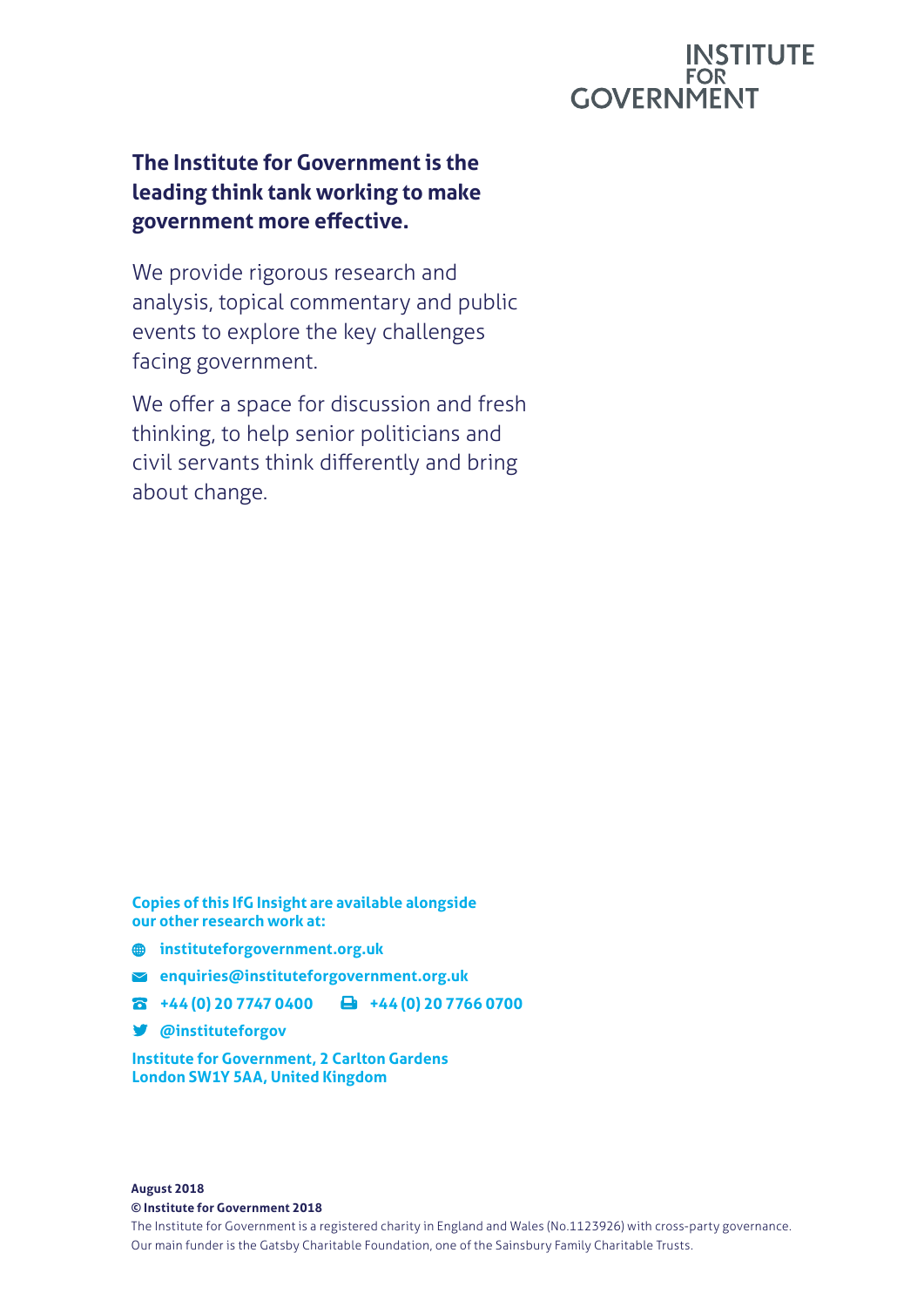**The Institute for Government is the leading think tank working to make government more effective.**

We provide rigorous research and analysis, topical commentary and public events to explore the key challenges facing government.

We offer a space for discussion and fresh thinking, to help senior politicians and civil servants think differently and bring about change.

**Copies of this IfG Insight are available alongside our other research work at:**

- **instituteforgovernment.org.uk**
- **enquiries@instituteforgovernment.org.uk**
- **+44 (0) 20 7747 0400** **+44 (0) 20 7766 0700**
- **@instituteforgov**

**Institute for Government, 2 Carlton Gardens London SW1Y 5AA, United Kingdom**

**August 2018**
**© Institute for Government 2018**
The Institute for Government is a registered charity in England and Wales (No.1123926) with cross-party governance. Our main funder is the Gatsby Charitable Foundation, one of the Sainsbury Family Charitable Trusts.